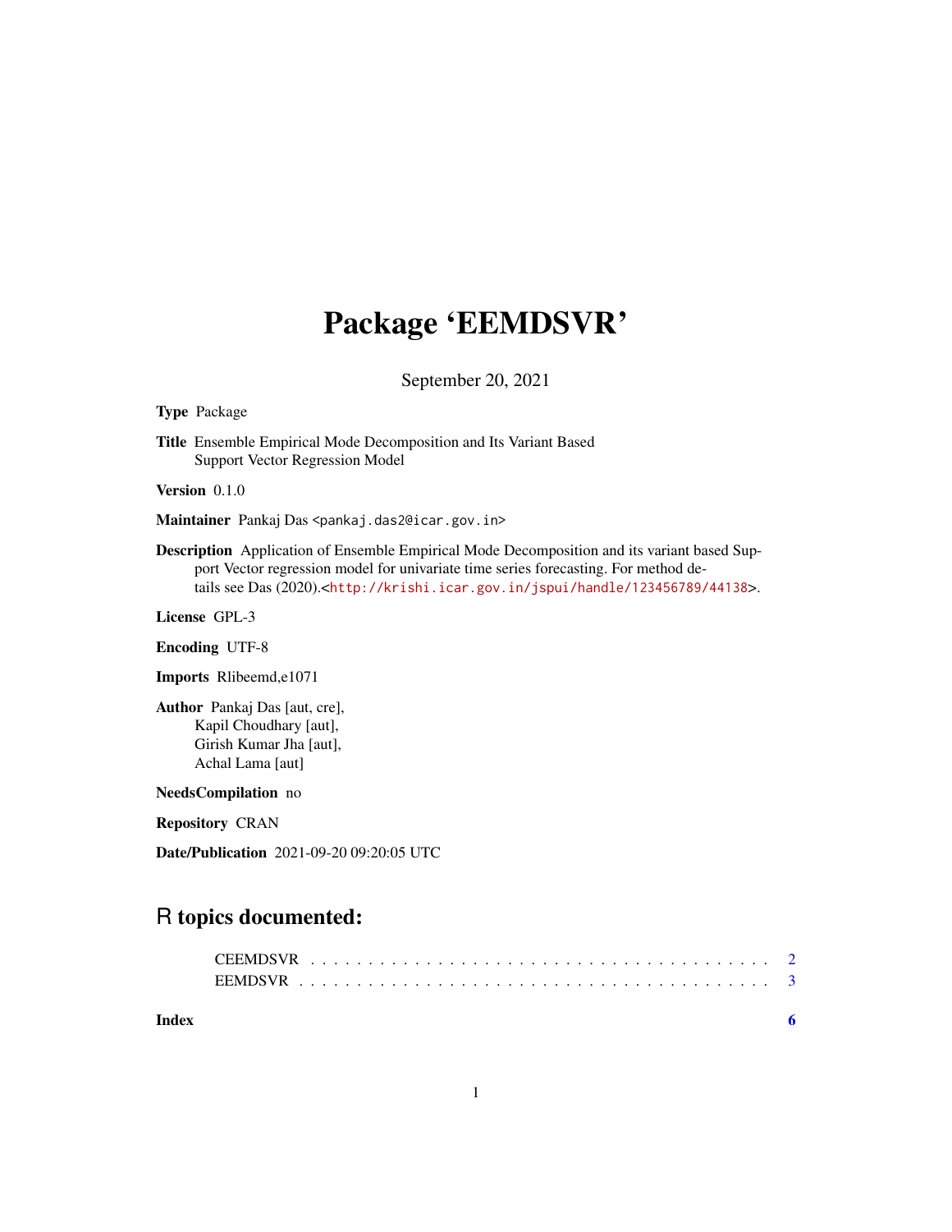# Package 'EEMDSVR'

September 20, 2021

**Type** Package

**Title** Ensemble Empirical Mode Decomposition and Its Variant Based Support Vector Regression Model

**Version** 0.1.0

**Maintainer** Pankaj Das <pankaj.das2@icar.gov.in>

**Description** Application of Ensemble Empirical Mode Decomposition and its variant based Support Vector regression model for univariate time series forecasting. For method details see Das (2020).<http://krishi.icar.gov.in/jspui/handle/123456789/44138>.

**License** GPL-3

**Encoding** UTF-8

**Imports** Rlibeemd,e1071

**Author** Pankaj Das [aut, cre],
Kapil Choudhary [aut],
Girish Kumar Jha [aut],
Achal Lama [aut]

**NeedsCompilation** no

**Repository** CRAN

**Date/Publication** 2021-09-20 09:20:05 UTC

## R topics documented:

| | |
|---|---|
| CEEMDSVR | 2 |
| EEMDSVR | 3 |
| **Index** | **6** |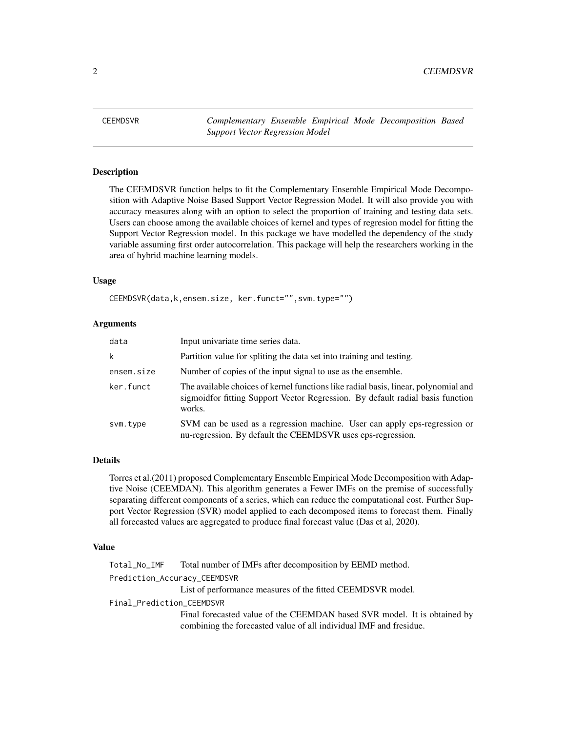## CEEMDSVR — *Complementary Ensemble Empirical Mode Decomposition Based Support Vector Regression Model*

### Description

The CEEMDSVR function helps to fit the Complementary Ensemble Empirical Mode Decomposition with Adaptive Noise Based Support Vector Regression Model. It will also provide you with accuracy measures along with an option to select the proportion of training and testing data sets. Users can choose among the available choices of kernel and types of regresion model for fitting the Support Vector Regression model. In this package we have modelled the dependency of the study variable assuming first order autocorrelation. This package will help the researchers working in the area of hybrid machine learning models.

### Usage

```
CEEMDSVR(data,k,ensem.size, ker.funct="",svm.type="")
```

### Arguments

| | |
|---|---|
| `data` | Input univariate time series data. |
| `k` | Partition value for spliting the data set into training and testing. |
| `ensem.size` | Number of copies of the input signal to use as the ensemble. |
| `ker.funct` | The available choices of kernel functions like radial basis, linear, polynomial and sigmoidfor fitting Support Vector Regression. By default radial basis function works. |
| `svm.type` | SVM can be used as a regression machine. User can apply eps-regression or nu-regression. By default the CEEMDSVR uses eps-regression. |

### Details

Torres et al.(2011) proposed Complementary Ensemble Empirical Mode Decomposition with Adaptive Noise (CEEMDAN). This algorithm generates a Fewer IMFs on the premise of successfully separating different components of a series, which can reduce the computational cost. Further Support Vector Regression (SVR) model applied to each decomposed items to forecast them. Finally all forecasted values are aggregated to produce final forecast value (Das et al, 2020).

### Value

`Total_No_IMF`
: Total number of IMFs after decomposition by EEMD method.

`Prediction_Accuracy_CEEMDSVR`
: List of performance measures of the fitted CEEMDSVR model.

`Final_Prediction_CEEMDSVR`
: Final forecasted value of the CEEMDAN based SVR model. It is obtained by combining the forecasted value of all individual IMF and fresidue.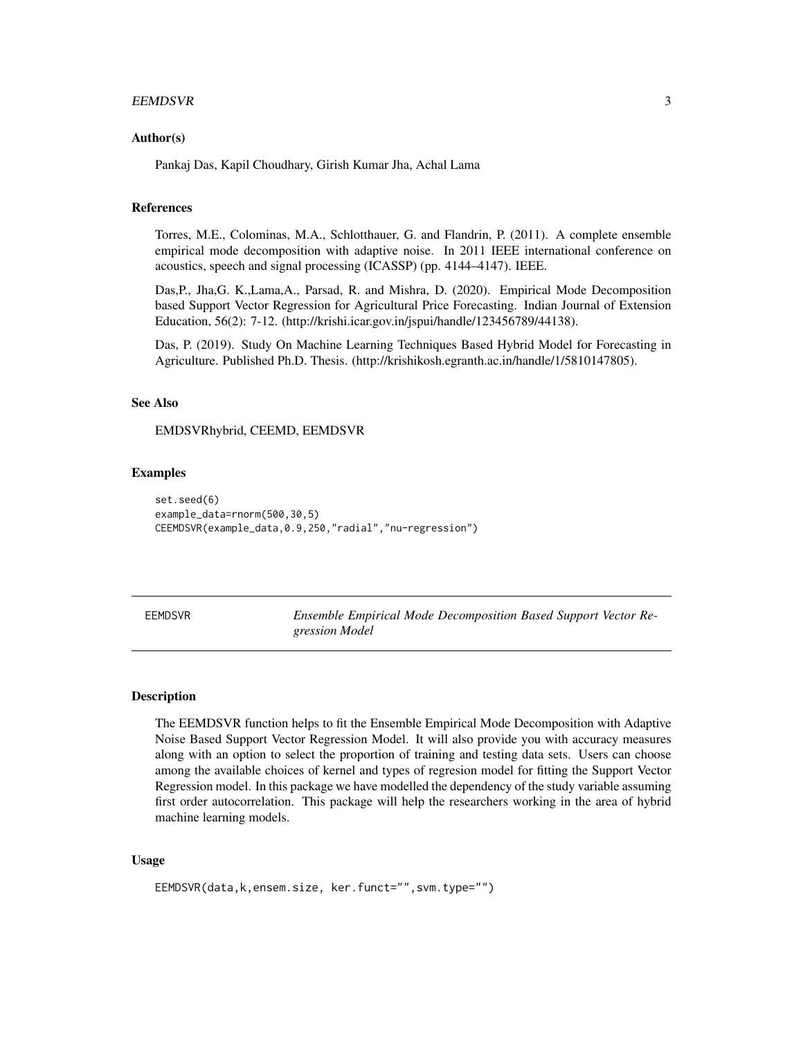### Author(s)

Pankaj Das, Kapil Choudhary, Girish Kumar Jha, Achal Lama

### References

Torres, M.E., Colominas, M.A., Schlotthauer, G. and Flandrin, P. (2011). A complete ensemble empirical mode decomposition with adaptive noise. In 2011 IEEE international conference on acoustics, speech and signal processing (ICASSP) (pp. 4144–4147). IEEE.

Das,P., Jha,G. K.,Lama,A., Parsad, R. and Mishra, D. (2020). Empirical Mode Decomposition based Support Vector Regression for Agricultural Price Forecasting. Indian Journal of Extension Education, 56(2): 7-12. (http://krishi.icar.gov.in/jspui/handle/123456789/44138).

Das, P. (2019). Study On Machine Learning Techniques Based Hybrid Model for Forecasting in Agriculture. Published Ph.D. Thesis. (http://krishikosh.egranth.ac.in/handle/1/5810147805).

### See Also

EMDSVRhybrid, CEEMD, EEMDSVR

### Examples

```
set.seed(6)
example_data=rnorm(500,30,5)
CEEMDSVR(example_data,0.9,250,"radial","nu-regression")
```

---

## EEMDSVR — *Ensemble Empirical Mode Decomposition Based Support Vector Regression Model*

### Description

The EEMDSVR function helps to fit the Ensemble Empirical Mode Decomposition with Adaptive Noise Based Support Vector Regression Model. It will also provide you with accuracy measures along with an option to select the proportion of training and testing data sets. Users can choose among the available choices of kernel and types of regresion model for fitting the Support Vector Regression model. In this package we have modelled the dependency of the study variable assuming first order autocorrelation. This package will help the researchers working in the area of hybrid machine learning models.

### Usage

```
EEMDSVR(data,k,ensem.size, ker.funct="",svm.type="")
```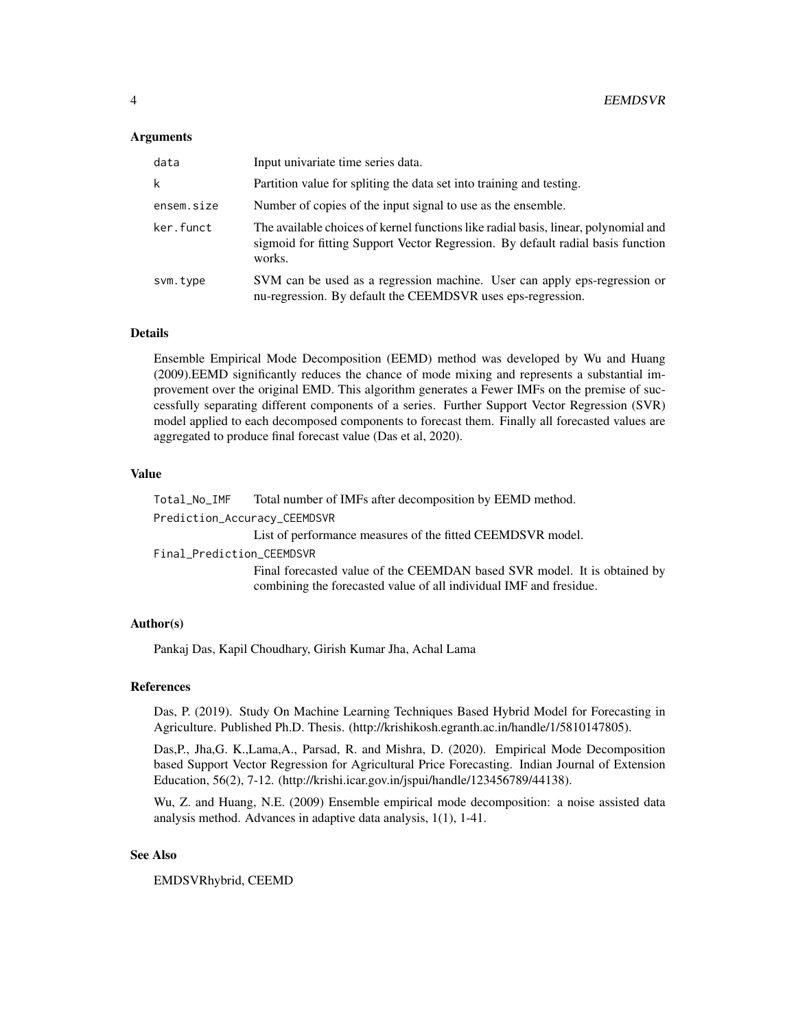## Arguments

| | |
|---|---|
| data | Input univariate time series data. |
| k | Partition value for spliting the data set into training and testing. |
| ensem.size | Number of copies of the input signal to use as the ensemble. |
| ker.funct | The available choices of kernel functions like radial basis, linear, polynomial and sigmoid for fitting Support Vector Regression. By default radial basis function works. |
| svm.type | SVM can be used as a regression machine. User can apply eps-regression or nu-regression. By default the CEEMDSVR uses eps-regression. |

## Details

Ensemble Empirical Mode Decomposition (EEMD) method was developed by Wu and Huang (2009).EEMD significantly reduces the chance of mode mixing and represents a substantial improvement over the original EMD. This algorithm generates a Fewer IMFs on the premise of successfully separating different components of a series. Further Support Vector Regression (SVR) model applied to each decomposed components to forecast them. Finally all forecasted values are aggregated to produce final forecast value (Das et al, 2020).

## Value

Total_No_IMF
: Total number of IMFs after decomposition by EEMD method.

Prediction_Accuracy_CEEMDSVR
: List of performance measures of the fitted CEEMDSVR model.

Final_Prediction_CEEMDSVR
: Final forecasted value of the CEEMDAN based SVR model. It is obtained by combining the forecasted value of all individual IMF and fresidue.

## Author(s)

Pankaj Das, Kapil Choudhary, Girish Kumar Jha, Achal Lama

## References

Das, P. (2019). Study On Machine Learning Techniques Based Hybrid Model for Forecasting in Agriculture. Published Ph.D. Thesis. (http://krishikosh.egranth.ac.in/handle/1/5810147805).

Das,P., Jha,G. K.,Lama,A., Parsad, R. and Mishra, D. (2020). Empirical Mode Decomposition based Support Vector Regression for Agricultural Price Forecasting. Indian Journal of Extension Education, 56(2), 7-12. (http://krishi.icar.gov.in/jspui/handle/123456789/44138).

Wu, Z. and Huang, N.E. (2009) Ensemble empirical mode decomposition: a noise assisted data analysis method. Advances in adaptive data analysis, 1(1), 1-41.

## See Also

EMDSVRhybrid, CEEMD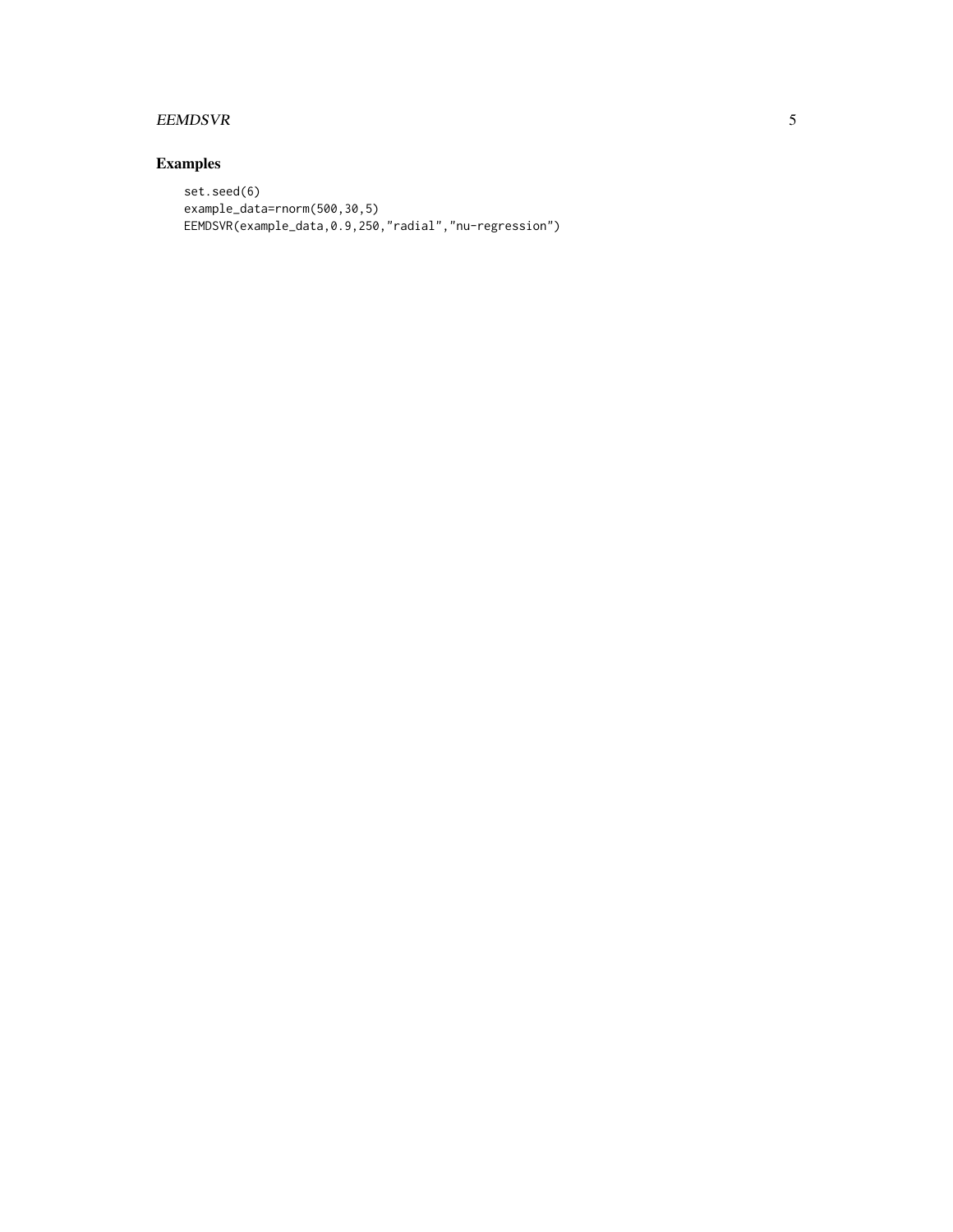## Examples

```
set.seed(6)
example_data=rnorm(500,30,5)
EEMDSVR(example_data,0.9,250,"radial","nu-regression")
```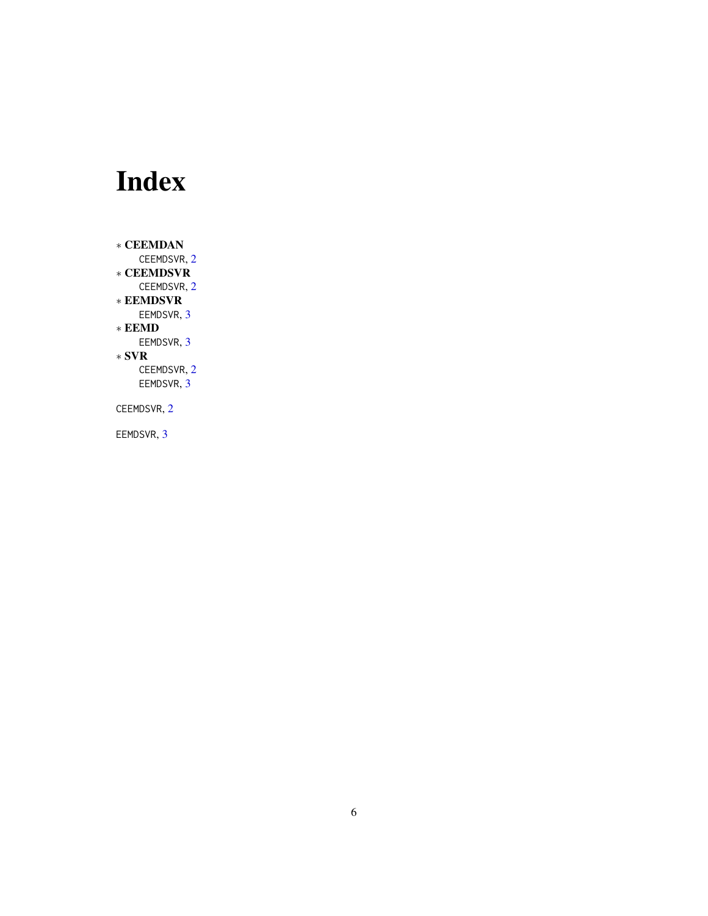# Index

∗ **CEEMDAN**
  CEEMDSVR, 2

∗ **CEEMDSVR**
  CEEMDSVR, 2

∗ **EEMDSVR**
  EEMDSVR, 3

∗ **EEMD**
  EEMDSVR, 3

∗ **SVR**
  CEEMDSVR, 2
  EEMDSVR, 3

CEEMDSVR, 2

EEMDSVR, 3